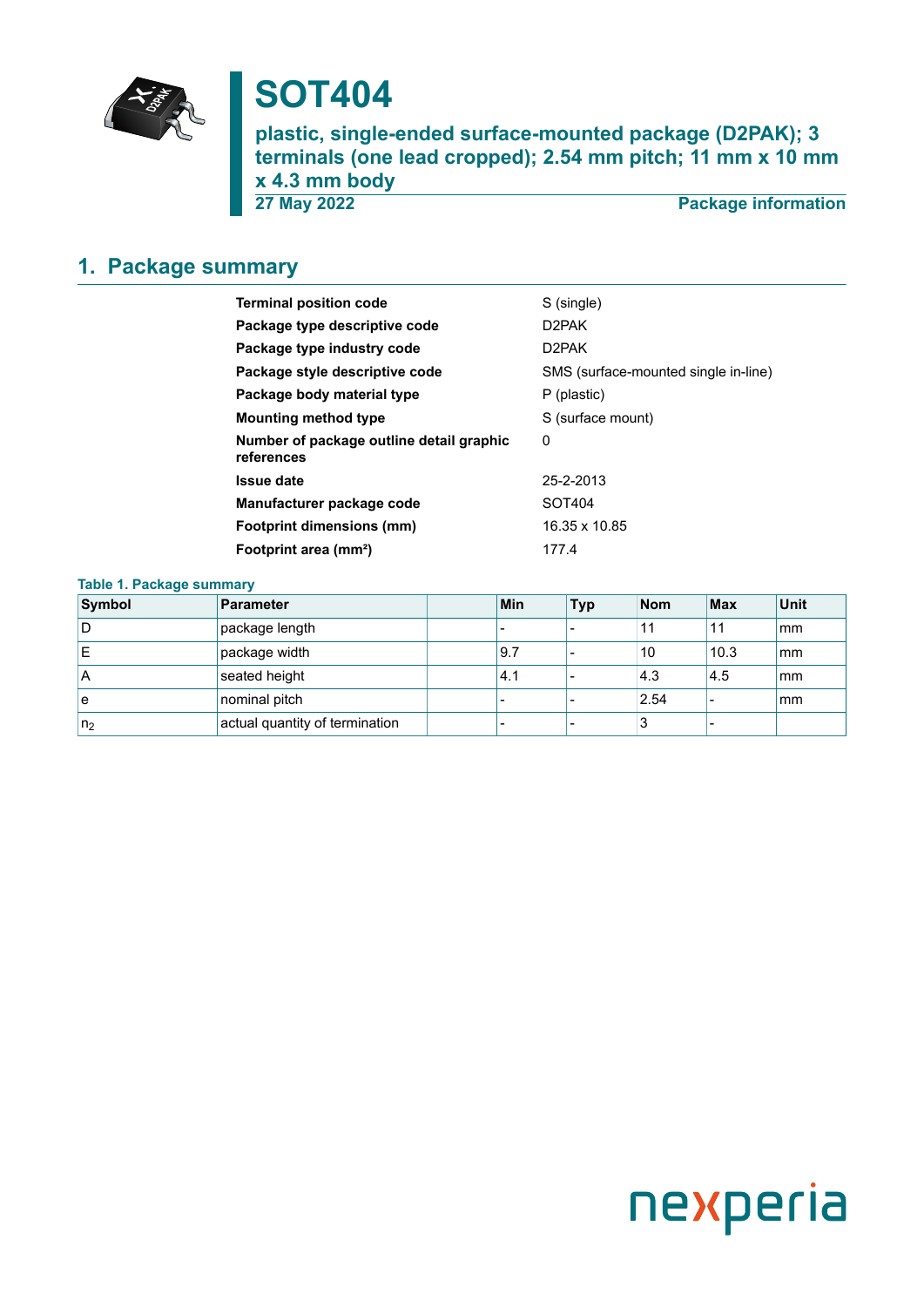# SOT404

**plastic, single-ended surface-mounted package (D2PAK); 3 terminals (one lead cropped); 2.54 mm pitch; 11 mm x 10 mm x 4.3 mm body**

**27 May 2022** **Package information**

## 1. Package summary

| | |
|---|---|
| **Terminal position code** | S (single) |
| **Package type descriptive code** | D2PAK |
| **Package type industry code** | D2PAK |
| **Package style descriptive code** | SMS (surface-mounted single in-line) |
| **Package body material type** | P (plastic) |
| **Mounting method type** | S (surface mount) |
| **Number of package outline detail graphic references** | 0 |
| **Issue date** | 25-2-2013 |
| **Manufacturer package code** | SOT404 |
| **Footprint dimensions (mm)** | 16.35 x 10.85 |
| **Footprint area (mm²)** | 177.4 |

**Table 1. Package summary**

| Symbol | Parameter | | Min | Typ | Nom | Max | Unit |
|---|---|---|---|---|---|---|---|
| D | package length | | - | - | 11 | 11 | mm |
| E | package width | | 9.7 | - | 10 | 10.3 | mm |
| A | seated height | | 4.1 | - | 4.3 | 4.5 | mm |
| e | nominal pitch | | - | - | 2.54 | - | mm |
| $n_2$ | actual quantity of termination | | - | - | 3 | - | |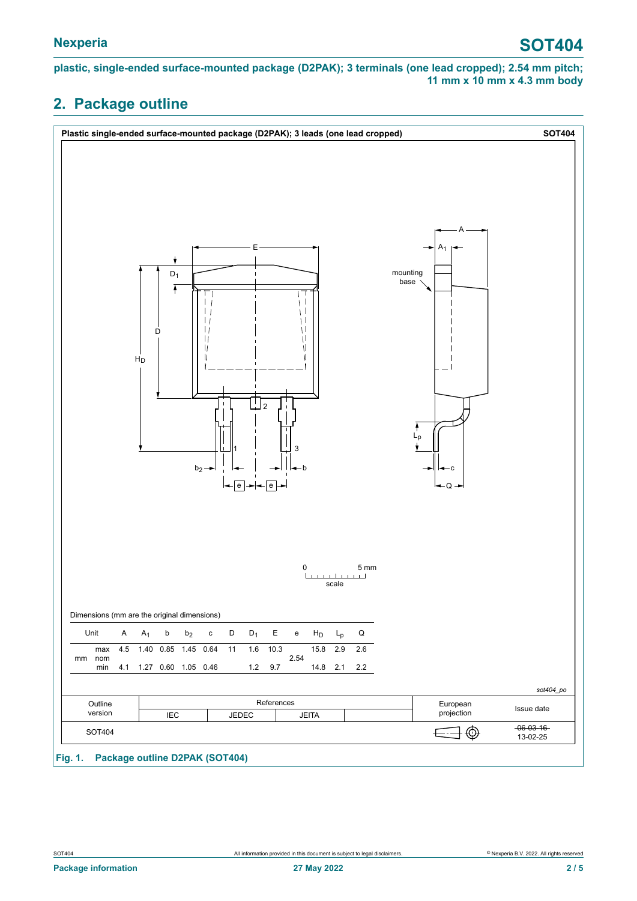**plastic, single-ended surface-mounted package (D2PAK); 3 terminals (one lead cropped); 2.54 mm pitch; 11 mm x 10 mm x 4.3 mm body**

## 2. Package outline

**Plastic single-ended surface-mounted package (D2PAK); 3 leads (one lead cropped)** **SOT404**

Dimensions (mm are the original dimensions)

| Unit | | A | $A_1$ | b | $b_2$ | c | D | $D_1$ | E | e | $H_D$ | $L_p$ | Q |
|---|---|---|---|---|---|---|---|---|---|---|---|---|---|
| mm | max | 4.5 | 1.40 | 0.85 | 1.45 | 0.64 | 11 | 1.6 | 10.3 | | 15.8 | 2.9 | 2.6 |
| | nom | | | | | | | | | 2.54 | | | |
| | min | 4.1 | 1.27 | 0.60 | 1.05 | 0.46 | | 1.2 | 9.7 | | 14.8 | 2.1 | 2.2 |

*sot404_po*

| Outline version | References | | | | European projection | Issue date |
|---|---|---|---|---|---|---|
| | IEC | JEDEC | JEITA | | | |
| SOT404 | | | | | | ~~06-03-16~~ 13-02-25 |

**Fig. 1. Package outline D2PAK (SOT404)**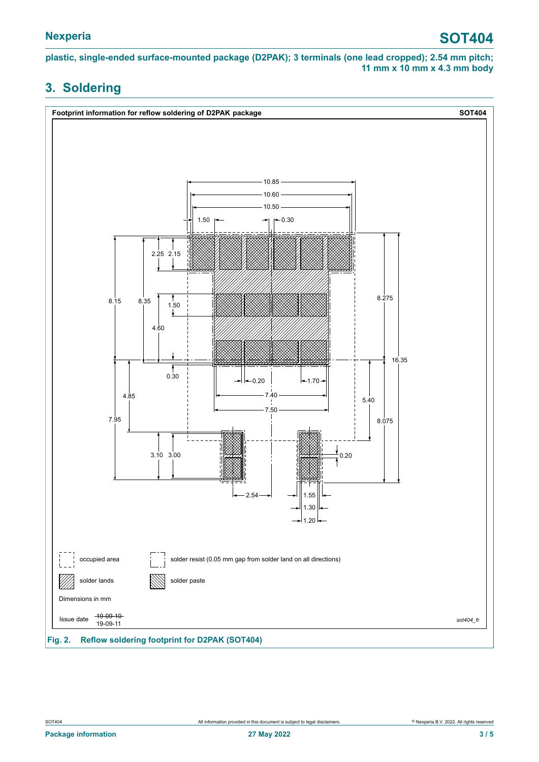plastic, single-ended surface-mounted package (D2PAK); 3 terminals (one lead cropped); 2.54 mm pitch; 11 mm x 10 mm x 4.3 mm body

## 3. Soldering

**Footprint information for reflow soldering of D2PAK package** **SOT404**

occupied area

solder resist (0.05 mm gap from solder land on all directions)

solder lands

solder paste

Dimensions in mm

Issue date ~~19-09-10~~ 19-09-11

*sot404_fr*

**Fig. 2. Reflow soldering footprint for D2PAK (SOT404)**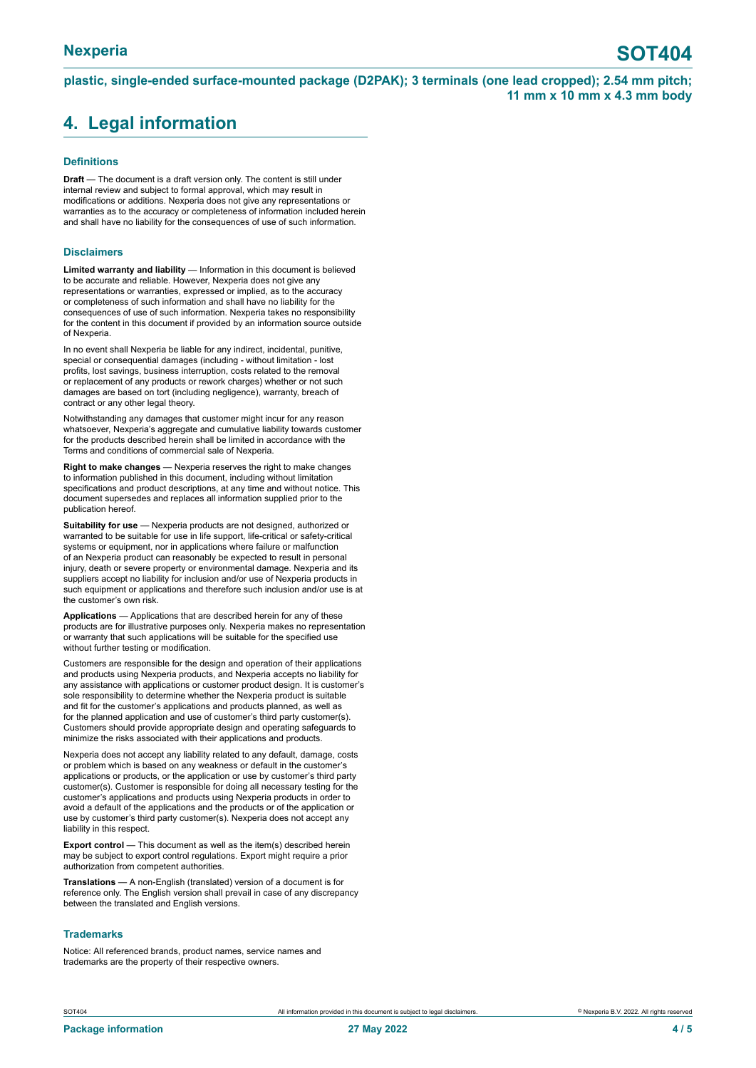## 4. Legal information

### Definitions

**Draft** — The document is a draft version only. The content is still under internal review and subject to formal approval, which may result in modifications or additions. Nexperia does not give any representations or warranties as to the accuracy or completeness of information included herein and shall have no liability for the consequences of use of such information.

### Disclaimers

**Limited warranty and liability** — Information in this document is believed to be accurate and reliable. However, Nexperia does not give any representations or warranties, expressed or implied, as to the accuracy or completeness of such information and shall have no liability for the consequences of use of such information. Nexperia takes no responsibility for the content in this document if provided by an information source outside of Nexperia.

In no event shall Nexperia be liable for any indirect, incidental, punitive, special or consequential damages (including - without limitation - lost profits, lost savings, business interruption, costs related to the removal or replacement of any products or rework charges) whether or not such damages are based on tort (including negligence), warranty, breach of contract or any other legal theory.

Notwithstanding any damages that customer might incur for any reason whatsoever, Nexperia's aggregate and cumulative liability towards customer for the products described herein shall be limited in accordance with the Terms and conditions of commercial sale of Nexperia.

**Right to make changes** — Nexperia reserves the right to make changes to information published in this document, including without limitation specifications and product descriptions, at any time and without notice. This document supersedes and replaces all information supplied prior to the publication hereof.

**Suitability for use** — Nexperia products are not designed, authorized or warranted to be suitable for use in life support, life-critical or safety-critical systems or equipment, nor in applications where failure or malfunction of an Nexperia product can reasonably be expected to result in personal injury, death or severe property or environmental damage. Nexperia and its suppliers accept no liability for inclusion and/or use of Nexperia products in such equipment or applications and therefore such inclusion and/or use is at the customer's own risk.

**Applications** — Applications that are described herein for any of these products are for illustrative purposes only. Nexperia makes no representation or warranty that such applications will be suitable for the specified use without further testing or modification.

Customers are responsible for the design and operation of their applications and products using Nexperia products, and Nexperia accepts no liability for any assistance with applications or customer product design. It is customer's sole responsibility to determine whether the Nexperia product is suitable and fit for the customer's applications and products planned, as well as for the planned application and use of customer's third party customer(s). Customers should provide appropriate design and operating safeguards to minimize the risks associated with their applications and products.

Nexperia does not accept any liability related to any default, damage, costs or problem which is based on any weakness or default in the customer's applications or products, or the application or use by customer's third party customer(s). Customer is responsible for doing all necessary testing for the customer's applications and products using Nexperia products in order to avoid a default of the applications and the products or of the application or use by customer's third party customer(s). Nexperia does not accept any liability in this respect.

**Export control** — This document as well as the item(s) described herein may be subject to export control regulations. Export might require a prior authorization from competent authorities.

**Translations** — A non-English (translated) version of a document is for reference only. The English version shall prevail in case of any discrepancy between the translated and English versions.

### Trademarks

Notice: All referenced brands, product names, service names and trademarks are the property of their respective owners.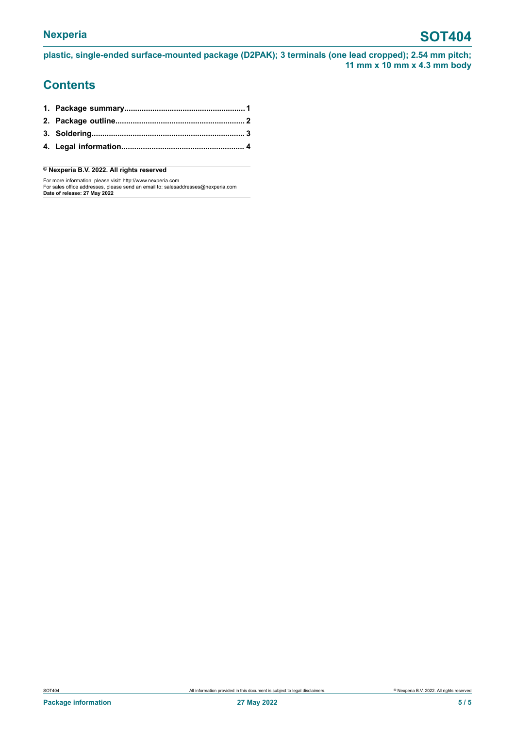## Contents

1. Package summary........................................................ 1
2. Package outline............................................................ 2
3. Soldering...................................................................... 3
4. Legal information......................................................... 4

© Nexperia B.V. 2022. All rights reserved

For more information, please visit: http://www.nexperia.com
For sales office addresses, please send an email to: salesaddresses@nexperia.com
**Date of release: 27 May 2022**